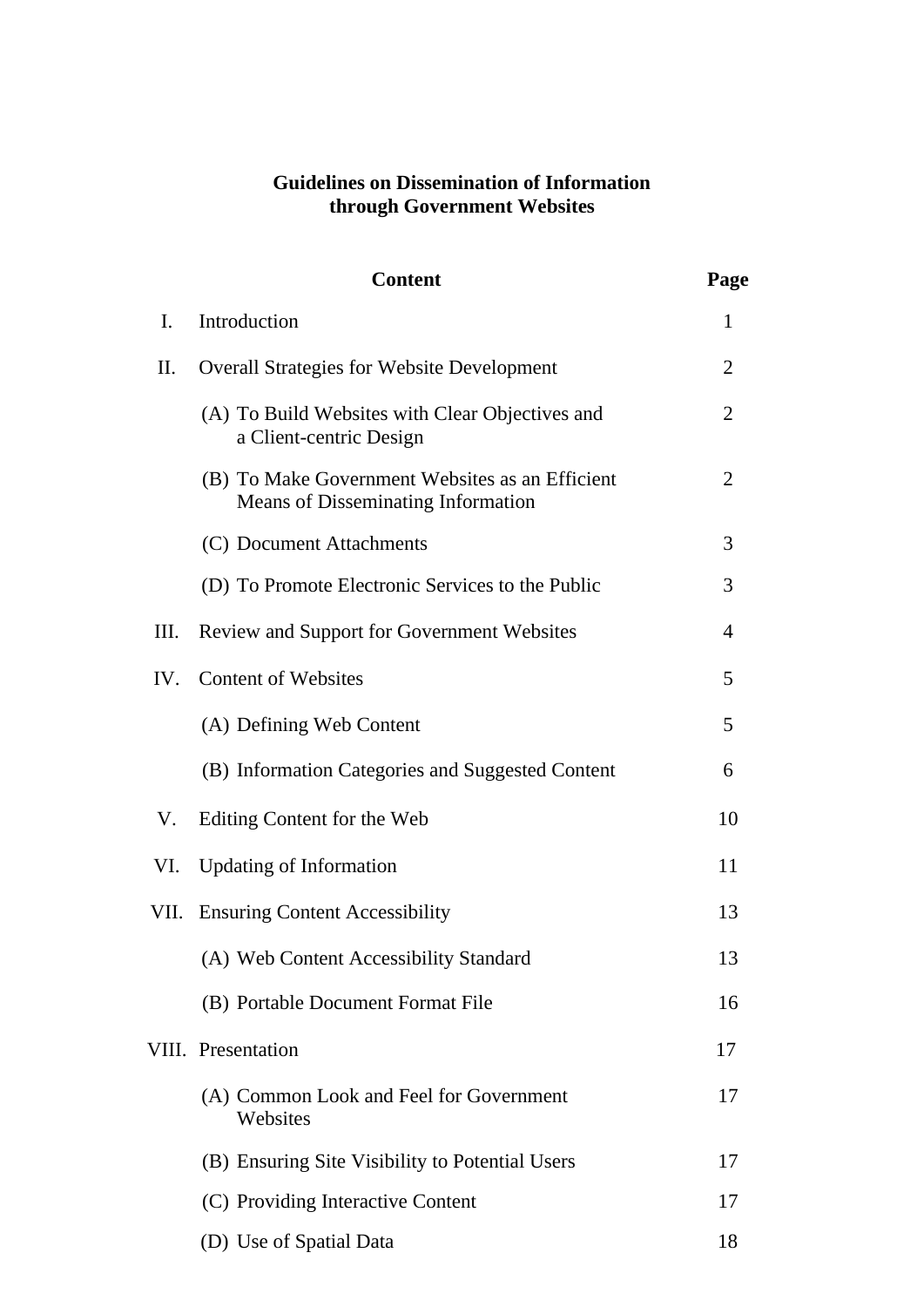# Guidelines on Dissemination of Information through Government Websites

| | Content | Page |
|---|---|---|
| I. | Introduction | 1 |
| II. | Overall Strategies for Website Development | 2 |
| | (A) To Build Websites with Clear Objectives and a Client-centric Design | 2 |
| | (B) To Make Government Websites as an Efficient Means of Disseminating Information | 2 |
| | (C) Document Attachments | 3 |
| | (D) To Promote Electronic Services to the Public | 3 |
| III. | Review and Support for Government Websites | 4 |
| IV. | Content of Websites | 5 |
| | (A) Defining Web Content | 5 |
| | (B) Information Categories and Suggested Content | 6 |
| V. | Editing Content for the Web | 10 |
| VI. | Updating of Information | 11 |
| VII. | Ensuring Content Accessibility | 13 |
| | (A) Web Content Accessibility Standard | 13 |
| | (B) Portable Document Format File | 16 |
| VIII. | Presentation | 17 |
| | (A) Common Look and Feel for Government Websites | 17 |
| | (B) Ensuring Site Visibility to Potential Users | 17 |
| | (C) Providing Interactive Content | 17 |
| | (D) Use of Spatial Data | 18 |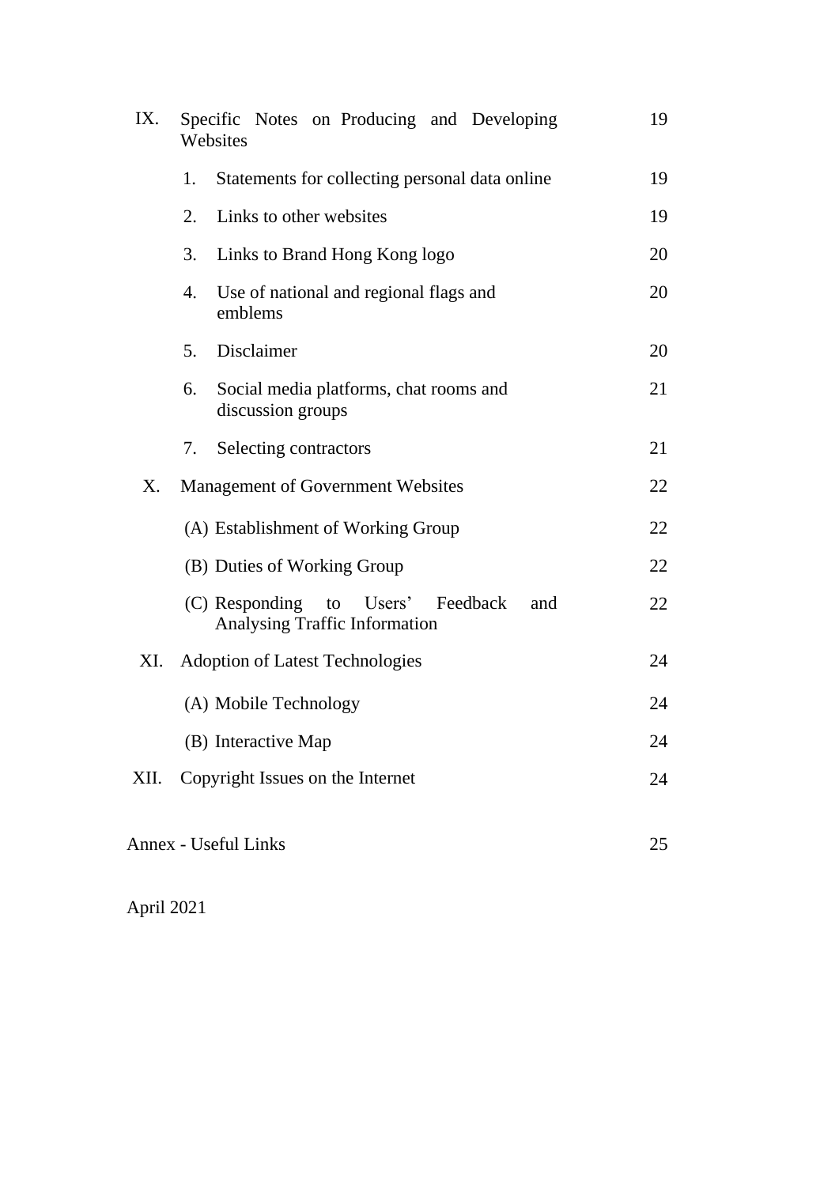| | | |
|---|---|---|
| IX. | Specific Notes on Producing and Developing Websites | 19 |
| | 1. Statements for collecting personal data online | 19 |
| | 2. Links to other websites | 19 |
| | 3. Links to Brand Hong Kong logo | 20 |
| | 4. Use of national and regional flags and emblems | 20 |
| | 5. Disclaimer | 20 |
| | 6. Social media platforms, chat rooms and discussion groups | 21 |
| | 7. Selecting contractors | 21 |
| X. | Management of Government Websites | 22 |
| | (A) Establishment of Working Group | 22 |
| | (B) Duties of Working Group | 22 |
| | (C) Responding to Users' Feedback and Analysing Traffic Information | 22 |
| XI. | Adoption of Latest Technologies | 24 |
| | (A) Mobile Technology | 24 |
| | (B) Interactive Map | 24 |
| XII. | Copyright Issues on the Internet | 24 |
| | | |
| Annex - Useful Links | | 25 |

April 2021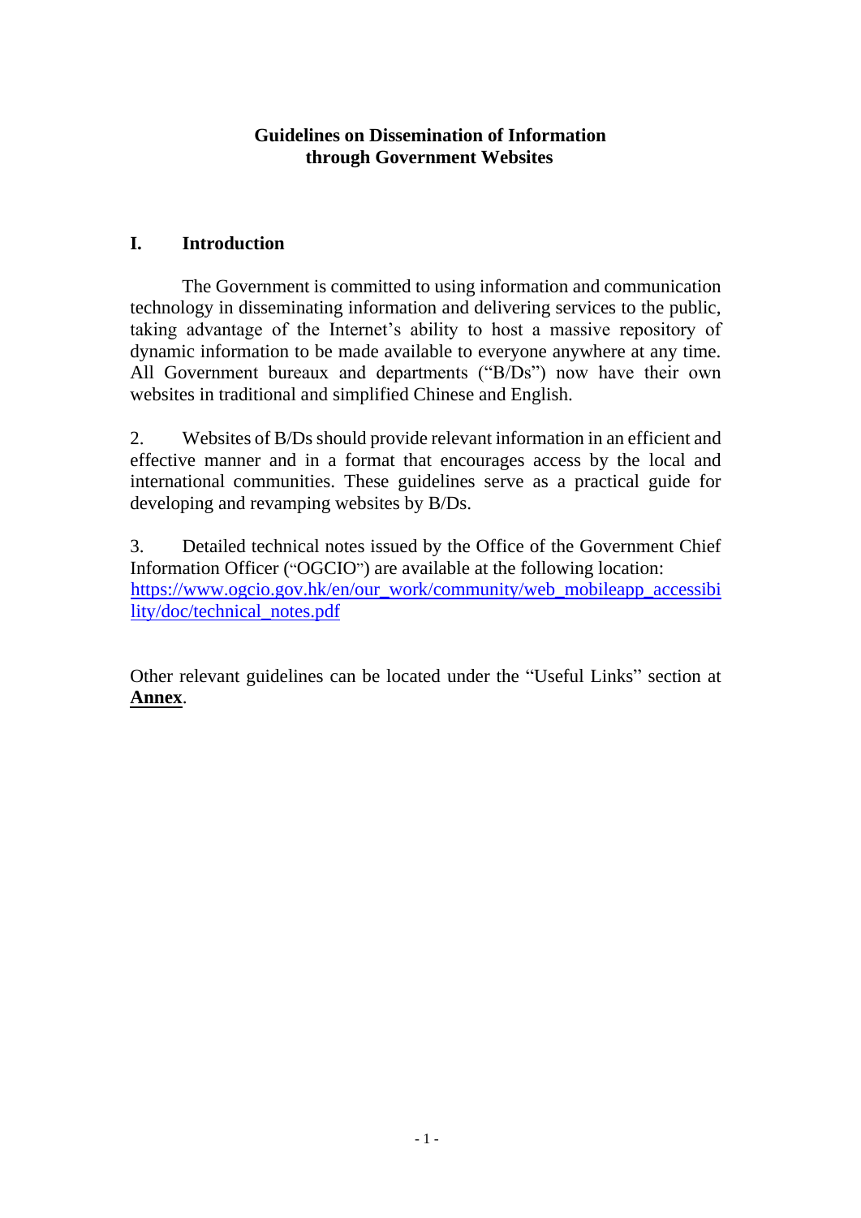# Guidelines on Dissemination of Information through Government Websites

## I. Introduction

The Government is committed to using information and communication technology in disseminating information and delivering services to the public, taking advantage of the Internet's ability to host a massive repository of dynamic information to be made available to everyone anywhere at any time. All Government bureaux and departments ("B/Ds") now have their own websites in traditional and simplified Chinese and English.

2. Websites of B/Ds should provide relevant information in an efficient and effective manner and in a format that encourages access by the local and international communities. These guidelines serve as a practical guide for developing and revamping websites by B/Ds.

3. Detailed technical notes issued by the Office of the Government Chief Information Officer ("OGCIO") are available at the following location: https://www.ogcio.gov.hk/en/our_work/community/web_mobileapp_accessibility/doc/technical_notes.pdf

Other relevant guidelines can be located under the "Useful Links" section at **Annex**.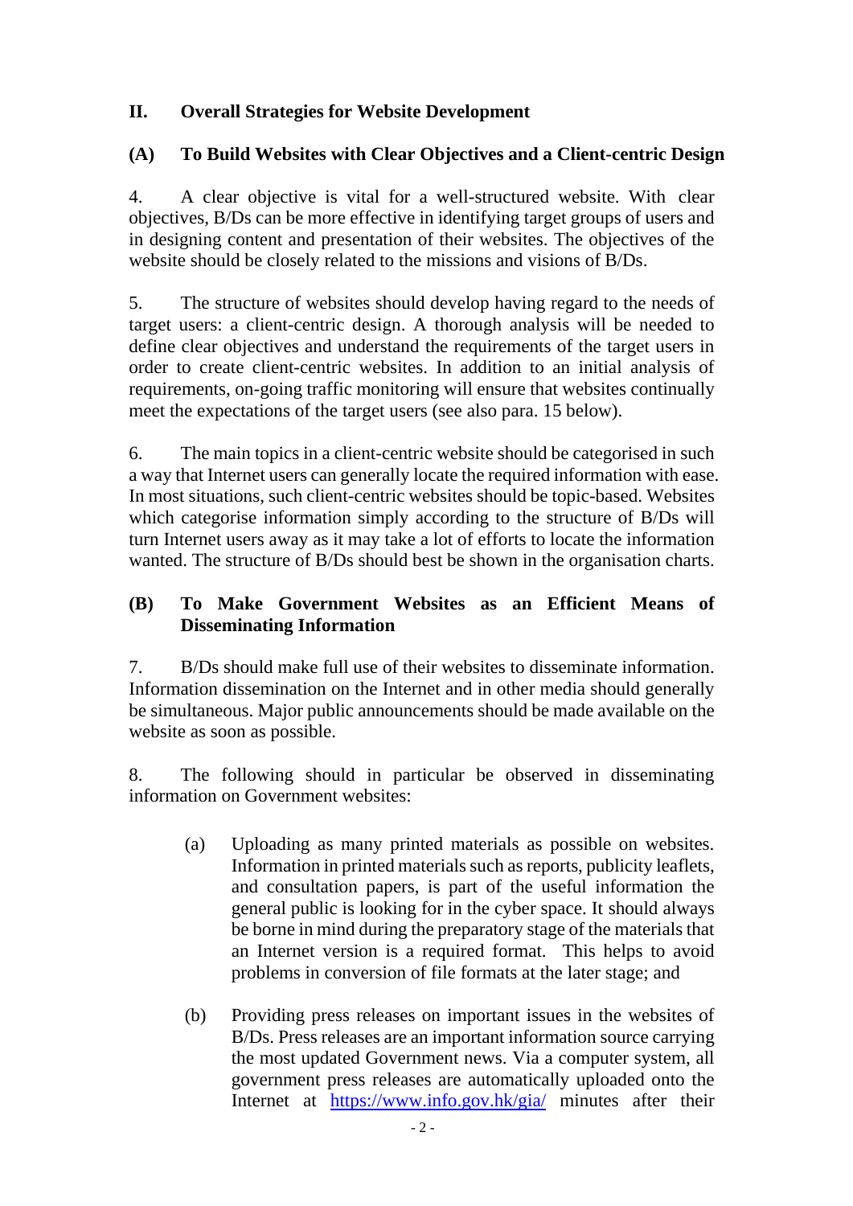## II. Overall Strategies for Website Development

### (A) To Build Websites with Clear Objectives and a Client-centric Design

4. A clear objective is vital for a well-structured website. With clear objectives, B/Ds can be more effective in identifying target groups of users and in designing content and presentation of their websites. The objectives of the website should be closely related to the missions and visions of B/Ds.

5. The structure of websites should develop having regard to the needs of target users: a client-centric design. A thorough analysis will be needed to define clear objectives and understand the requirements of the target users in order to create client-centric websites. In addition to an initial analysis of requirements, on-going traffic monitoring will ensure that websites continually meet the expectations of the target users (see also para. 15 below).

6. The main topics in a client-centric website should be categorised in such a way that Internet users can generally locate the required information with ease. In most situations, such client-centric websites should be topic-based. Websites which categorise information simply according to the structure of B/Ds will turn Internet users away as it may take a lot of efforts to locate the information wanted. The structure of B/Ds should best be shown in the organisation charts.

### (B) To Make Government Websites as an Efficient Means of Disseminating Information

7. B/Ds should make full use of their websites to disseminate information. Information dissemination on the Internet and in other media should generally be simultaneous. Major public announcements should be made available on the website as soon as possible.

8. The following should in particular be observed in disseminating information on Government websites:

(a) Uploading as many printed materials as possible on websites. Information in printed materials such as reports, publicity leaflets, and consultation papers, is part of the useful information the general public is looking for in the cyber space. It should always be borne in mind during the preparatory stage of the materials that an Internet version is a required format. This helps to avoid problems in conversion of file formats at the later stage; and

(b) Providing press releases on important issues in the websites of B/Ds. Press releases are an important information source carrying the most updated Government news. Via a computer system, all government press releases are automatically uploaded onto the Internet at https://www.info.gov.hk/gia/ minutes after their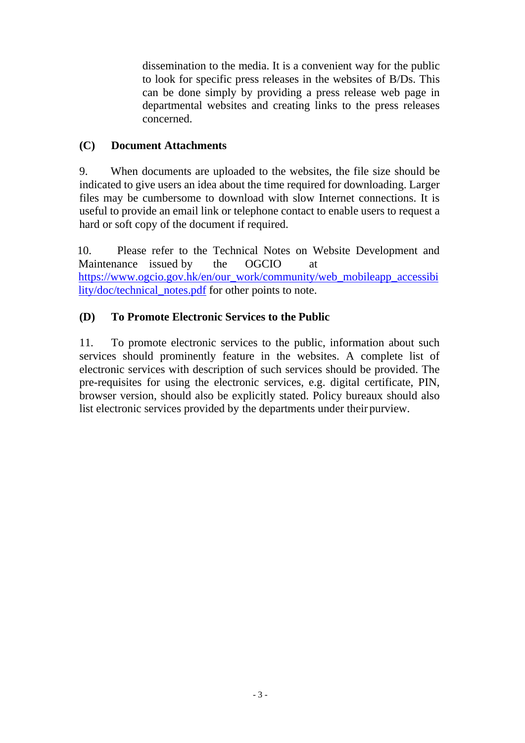dissemination to the media. It is a convenient way for the public to look for specific press releases in the websites of B/Ds. This can be done simply by providing a press release web page in departmental websites and creating links to the press releases concerned.

### (C) Document Attachments

9. When documents are uploaded to the websites, the file size should be indicated to give users an idea about the time required for downloading. Larger files may be cumbersome to download with slow Internet connections. It is useful to provide an email link or telephone contact to enable users to request a hard or soft copy of the document if required.

10. Please refer to the Technical Notes on Website Development and Maintenance issued by the OGCIO at https://www.ogcio.gov.hk/en/our_work/community/web_mobileapp_accessibility/doc/technical_notes.pdf for other points to note.

### (D) To Promote Electronic Services to the Public

11. To promote electronic services to the public, information about such services should prominently feature in the websites. A complete list of electronic services with description of such services should be provided. The pre-requisites for using the electronic services, e.g. digital certificate, PIN, browser version, should also be explicitly stated. Policy bureaux should also list electronic services provided by the departments under their purview.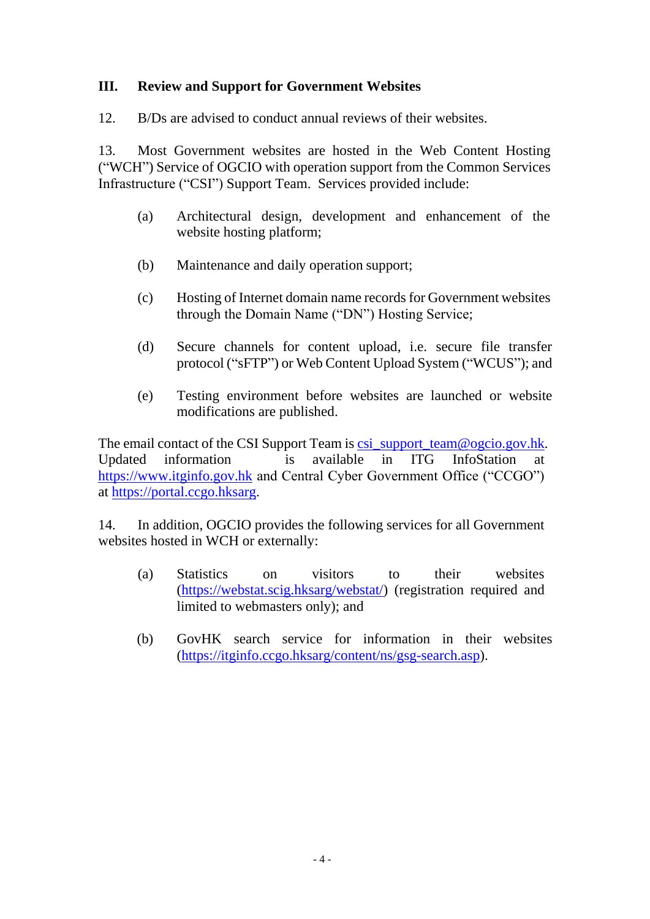## III. Review and Support for Government Websites

12. B/Ds are advised to conduct annual reviews of their websites.

13. Most Government websites are hosted in the Web Content Hosting ("WCH") Service of OGCIO with operation support from the Common Services Infrastructure ("CSI") Support Team. Services provided include:

(a) Architectural design, development and enhancement of the website hosting platform;

(b) Maintenance and daily operation support;

(c) Hosting of Internet domain name records for Government websites through the Domain Name ("DN") Hosting Service;

(d) Secure channels for content upload, i.e. secure file transfer protocol ("sFTP") or Web Content Upload System ("WCUS"); and

(e) Testing environment before websites are launched or website modifications are published.

The email contact of the CSI Support Team is csi_support_team@ogcio.gov.hk. Updated information is available in ITG InfoStation at https://www.itginfo.gov.hk and Central Cyber Government Office ("CCGO") at https://portal.ccgo.hksarg.

14. In addition, OGCIO provides the following services for all Government websites hosted in WCH or externally:

(a) Statistics on visitors to their websites (https://webstat.scig.hksarg/webstat/) (registration required and limited to webmasters only); and

(b) GovHK search service for information in their websites (https://itginfo.ccgo.hksarg/content/ns/gsg-search.asp).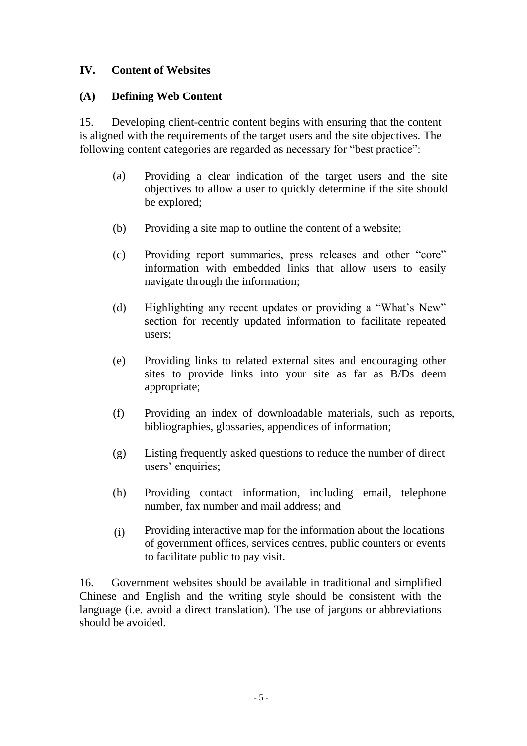## IV. Content of Websites

### (A) Defining Web Content

15. Developing client-centric content begins with ensuring that the content is aligned with the requirements of the target users and the site objectives. The following content categories are regarded as necessary for "best practice":

(a) Providing a clear indication of the target users and the site objectives to allow a user to quickly determine if the site should be explored;

(b) Providing a site map to outline the content of a website;

(c) Providing report summaries, press releases and other "core" information with embedded links that allow users to easily navigate through the information;

(d) Highlighting any recent updates or providing a "What's New" section for recently updated information to facilitate repeated users;

(e) Providing links to related external sites and encouraging other sites to provide links into your site as far as B/Ds deem appropriate;

(f) Providing an index of downloadable materials, such as reports, bibliographies, glossaries, appendices of information;

(g) Listing frequently asked questions to reduce the number of direct users' enquiries;

(h) Providing contact information, including email, telephone number, fax number and mail address; and

(i) Providing interactive map for the information about the locations of government offices, services centres, public counters or events to facilitate public to pay visit.

16. Government websites should be available in traditional and simplified Chinese and English and the writing style should be consistent with the language (i.e. avoid a direct translation). The use of jargons or abbreviations should be avoided.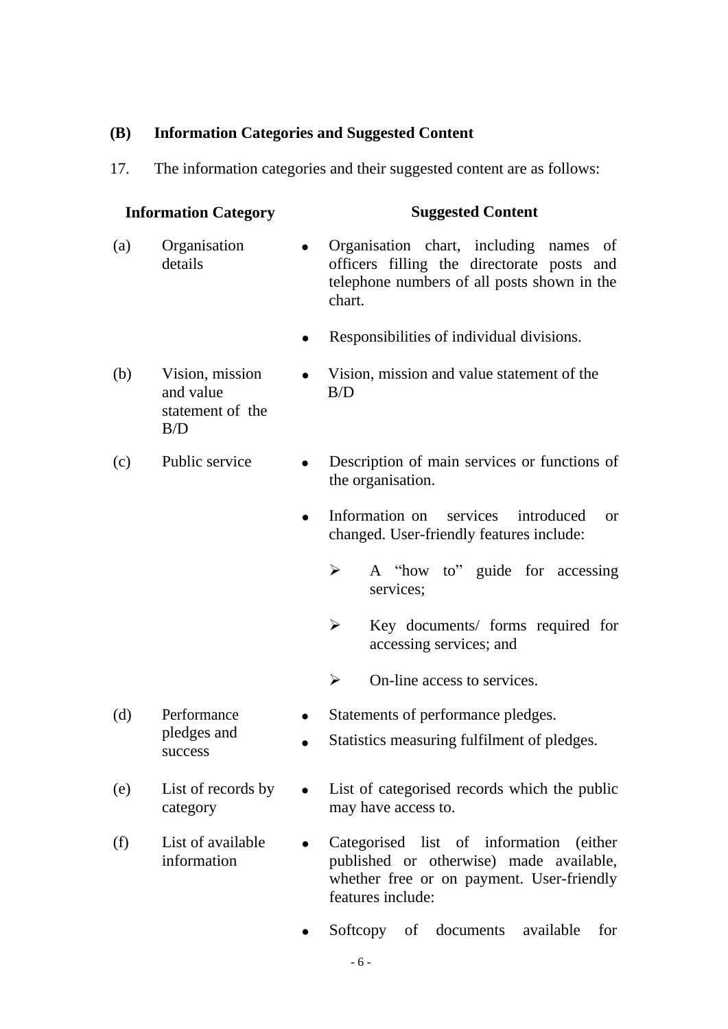### (B) Information Categories and Suggested Content

17. The information categories and their suggested content are as follows:

| | Information Category | Suggested Content |
|---|---|---|
| (a) | Organisation details | • Organisation chart, including names of officers filling the directorate posts and telephone numbers of all posts shown in the chart.<br>• Responsibilities of individual divisions. |
| (b) | Vision, mission and value statement of the B/D | • Vision, mission and value statement of the B/D |
| (c) | Public service | • Description of main services or functions of the organisation.<br>• Information on services introduced or changed. User-friendly features include:<br>➢ A "how to" guide for accessing services;<br>➢ Key documents/ forms required for accessing services; and<br>➢ On-line access to services. |
| (d) | Performance pledges and success | • Statements of performance pledges.<br>• Statistics measuring fulfilment of pledges. |
| (e) | List of records by category | • List of categorised records which the public may have access to. |
| (f) | List of available information | • Categorised list of information (either published or otherwise) made available, whether free or on payment. User-friendly features include:<br>• Softcopy of documents available for |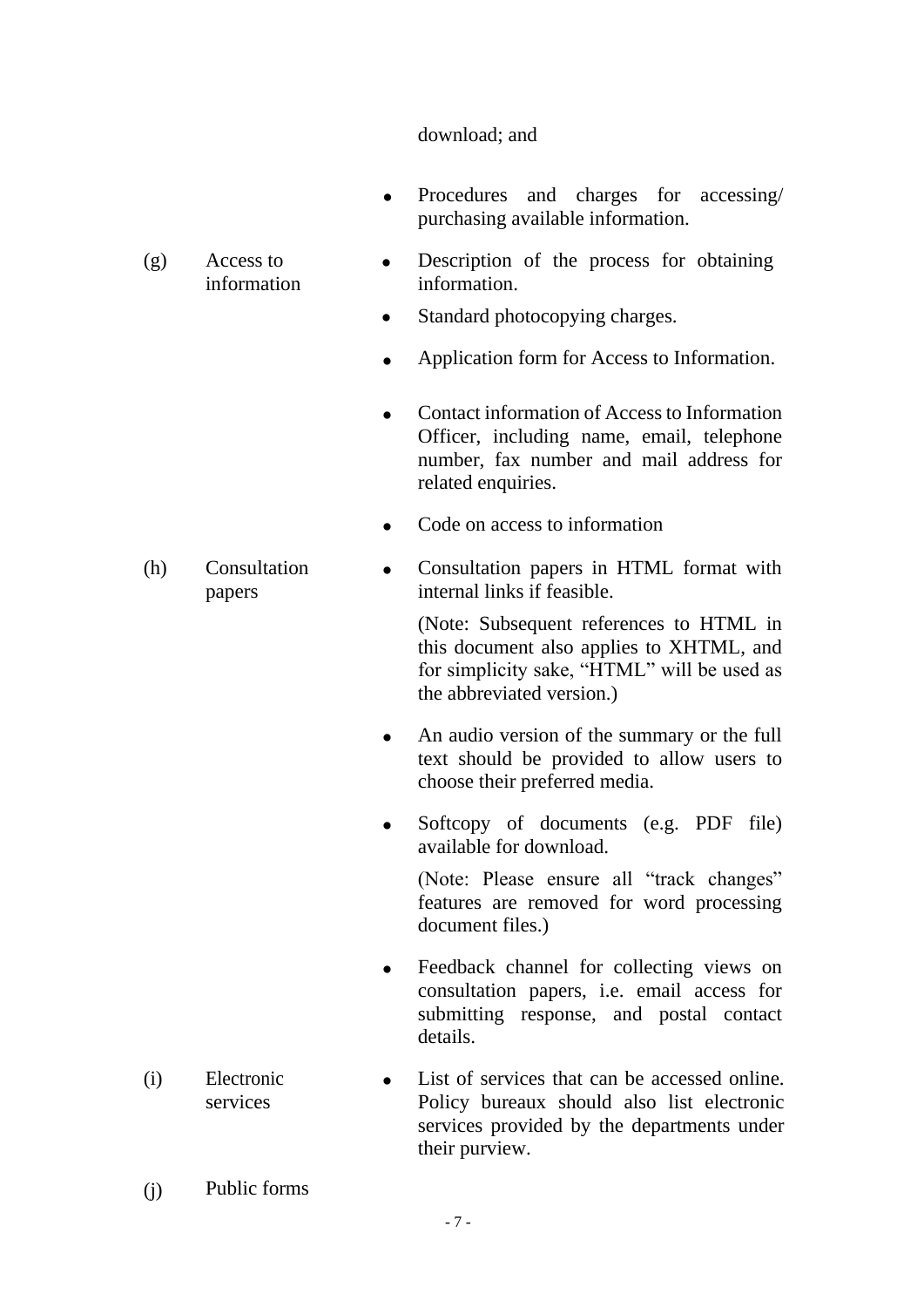download; and

- Procedures and charges for accessing/ purchasing available information.

(g) Access to information

- Description of the process for obtaining information.
- Standard photocopying charges.
- Application form for Access to Information.
- Contact information of Access to Information Officer, including name, email, telephone number, fax number and mail address for related enquiries.
- Code on access to information

(h) Consultation papers

- Consultation papers in HTML format with internal links if feasible.

  (Note: Subsequent references to HTML in this document also applies to XHTML, and for simplicity sake, "HTML" will be used as the abbreviated version.)

- An audio version of the summary or the full text should be provided to allow users to choose their preferred media.
- Softcopy of documents (e.g. PDF file) available for download.

  (Note: Please ensure all "track changes" features are removed for word processing document files.)

- Feedback channel for collecting views on consultation papers, i.e. email access for submitting response, and postal contact details.

(i) Electronic services

- List of services that can be accessed online. Policy bureaux should also list electronic services provided by the departments under their purview.

(j) Public forms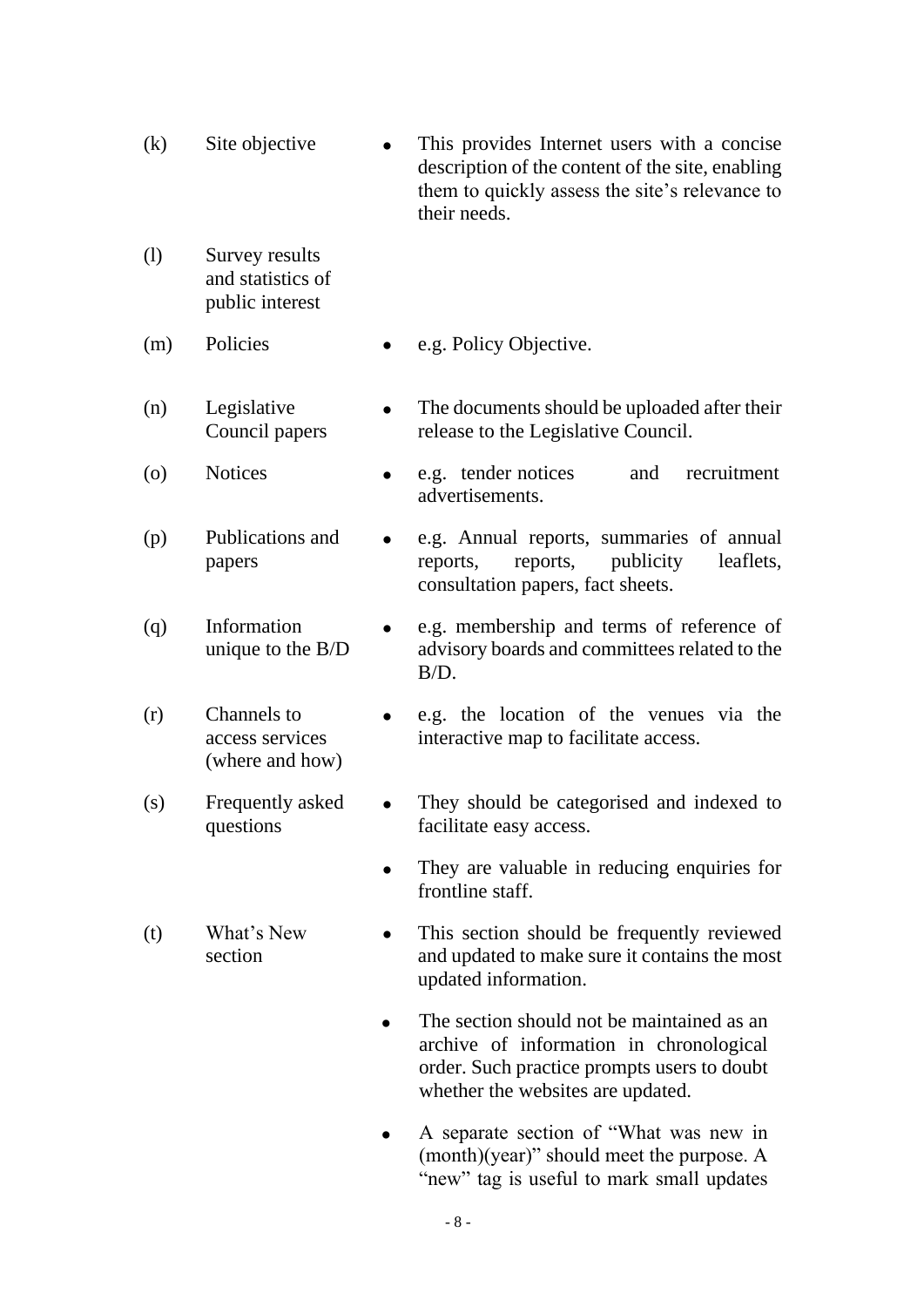(k) Site objective

- This provides Internet users with a concise description of the content of the site, enabling them to quickly assess the site's relevance to their needs.

(l) Survey results and statistics of public interest

(m) Policies

- e.g. Policy Objective.

(n) Legislative Council papers

- The documents should be uploaded after their release to the Legislative Council.

(o) Notices

- e.g. tender notices and recruitment advertisements.

(p) Publications and papers

- e.g. Annual reports, summaries of annual reports, reports, publicity leaflets, consultation papers, fact sheets.

(q) Information unique to the B/D

- e.g. membership and terms of reference of advisory boards and committees related to the B/D.

(r) Channels to access services (where and how)

- e.g. the location of the venues via the interactive map to facilitate access.

(s) Frequently asked questions

- They should be categorised and indexed to facilitate easy access.
- They are valuable in reducing enquiries for frontline staff.

(t) What's New section

- This section should be frequently reviewed and updated to make sure it contains the most updated information.
- The section should not be maintained as an archive of information in chronological order. Such practice prompts users to doubt whether the websites are updated.
- A separate section of "What was new in (month)(year)" should meet the purpose. A "new" tag is useful to mark small updates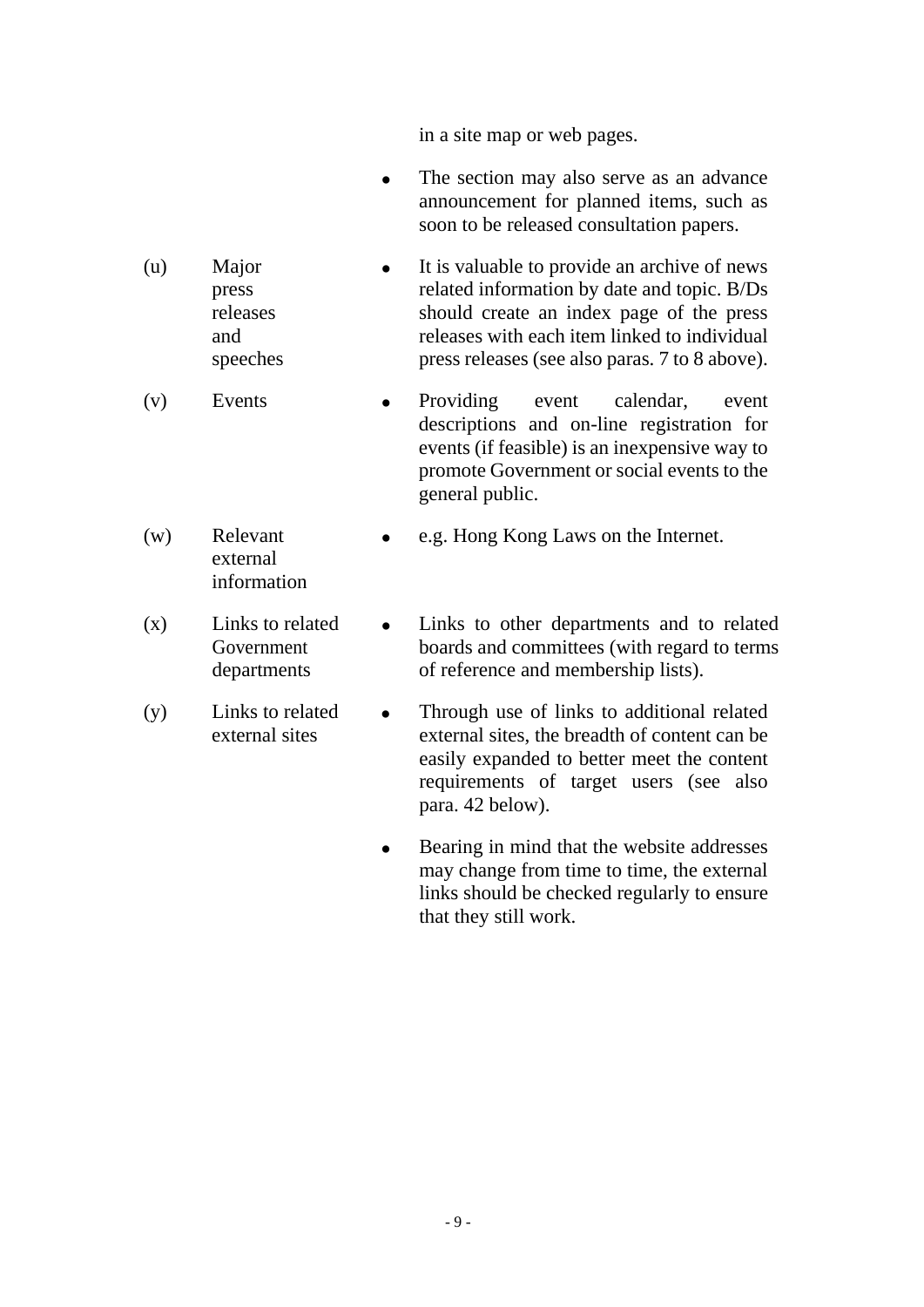in a site map or web pages.

- The section may also serve as an advance announcement for planned items, such as soon to be released consultation papers.

| | | |
|---|---|---|
| (u) | Major press releases and speeches | • It is valuable to provide an archive of news related information by date and topic. B/Ds should create an index page of the press releases with each item linked to individual press releases (see also paras. 7 to 8 above). |
| (v) | Events | • Providing event calendar, event descriptions and on-line registration for events (if feasible) is an inexpensive way to promote Government or social events to the general public. |
| (w) | Relevant external information | • e.g. Hong Kong Laws on the Internet. |
| (x) | Links to related Government departments | • Links to other departments and to related boards and committees (with regard to terms of reference and membership lists). |
| (y) | Links to related external sites | • Through use of links to additional related external sites, the breadth of content can be easily expanded to better meet the content requirements of target users (see also para. 42 below). • Bearing in mind that the website addresses may change from time to time, the external links should be checked regularly to ensure that they still work. |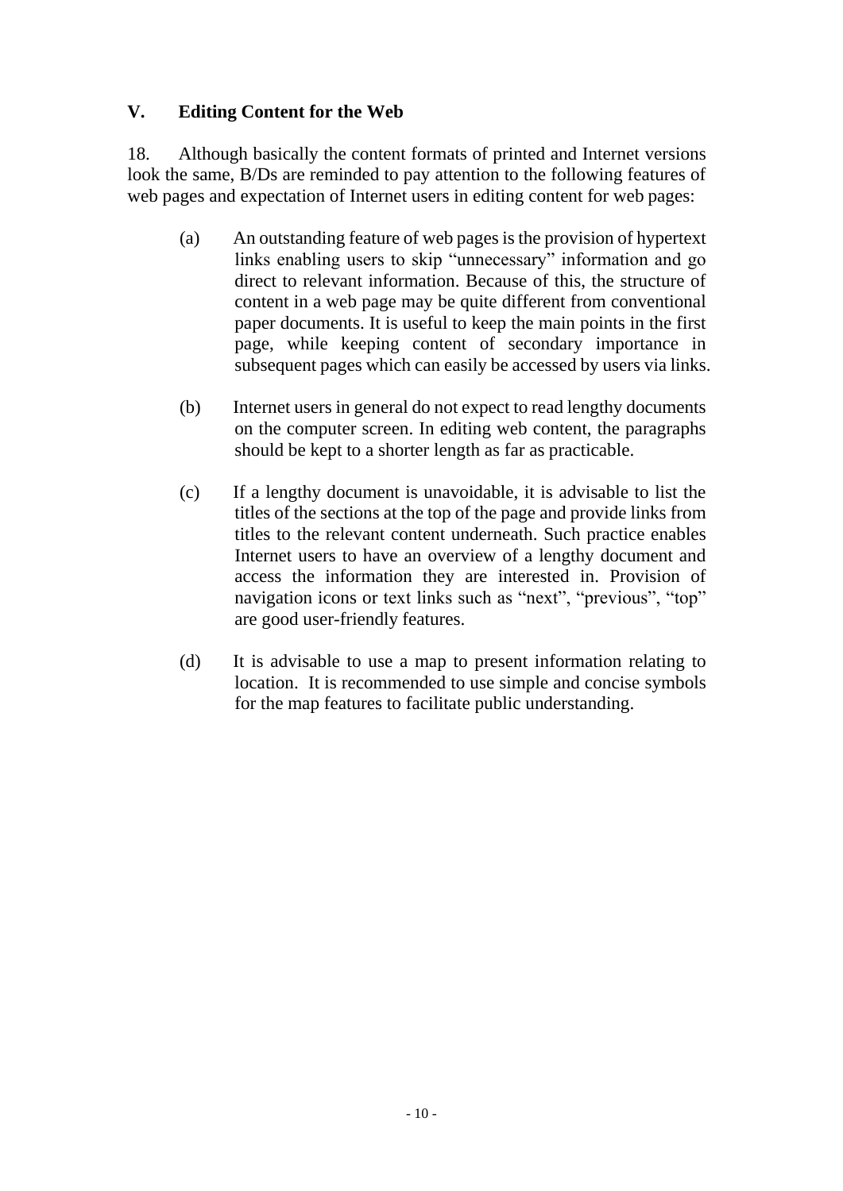## V. Editing Content for the Web

18. Although basically the content formats of printed and Internet versions look the same, B/Ds are reminded to pay attention to the following features of web pages and expectation of Internet users in editing content for web pages:

(a) An outstanding feature of web pages is the provision of hypertext links enabling users to skip “unnecessary” information and go direct to relevant information. Because of this, the structure of content in a web page may be quite different from conventional paper documents. It is useful to keep the main points in the first page, while keeping content of secondary importance in subsequent pages which can easily be accessed by users via links.

(b) Internet users in general do not expect to read lengthy documents on the computer screen. In editing web content, the paragraphs should be kept to a shorter length as far as practicable.

(c) If a lengthy document is unavoidable, it is advisable to list the titles of the sections at the top of the page and provide links from titles to the relevant content underneath. Such practice enables Internet users to have an overview of a lengthy document and access the information they are interested in. Provision of navigation icons or text links such as “next”, “previous”, “top” are good user-friendly features.

(d) It is advisable to use a map to present information relating to location. It is recommended to use simple and concise symbols for the map features to facilitate public understanding.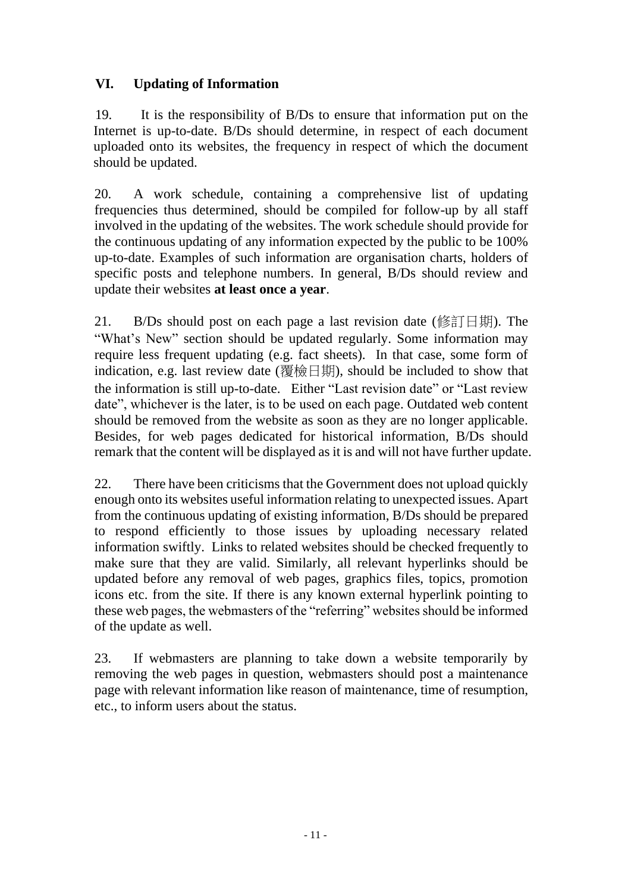## VI. Updating of Information

19. It is the responsibility of B/Ds to ensure that information put on the Internet is up-to-date. B/Ds should determine, in respect of each document uploaded onto its websites, the frequency in respect of which the document should be updated.

20. A work schedule, containing a comprehensive list of updating frequencies thus determined, should be compiled for follow-up by all staff involved in the updating of the websites. The work schedule should provide for the continuous updating of any information expected by the public to be 100% up-to-date. Examples of such information are organisation charts, holders of specific posts and telephone numbers. In general, B/Ds should review and update their websites **at least once a year**.

21. B/Ds should post on each page a last revision date (修訂日期). The "What's New" section should be updated regularly. Some information may require less frequent updating (e.g. fact sheets). In that case, some form of indication, e.g. last review date (覆檢日期), should be included to show that the information is still up-to-date. Either "Last revision date" or "Last review date", whichever is the later, is to be used on each page. Outdated web content should be removed from the website as soon as they are no longer applicable. Besides, for web pages dedicated for historical information, B/Ds should remark that the content will be displayed as it is and will not have further update.

22. There have been criticisms that the Government does not upload quickly enough onto its websites useful information relating to unexpected issues. Apart from the continuous updating of existing information, B/Ds should be prepared to respond efficiently to those issues by uploading necessary related information swiftly. Links to related websites should be checked frequently to make sure that they are valid. Similarly, all relevant hyperlinks should be updated before any removal of web pages, graphics files, topics, promotion icons etc. from the site. If there is any known external hyperlink pointing to these web pages, the webmasters of the "referring" websites should be informed of the update as well.

23. If webmasters are planning to take down a website temporarily by removing the web pages in question, webmasters should post a maintenance page with relevant information like reason of maintenance, time of resumption, etc., to inform users about the status.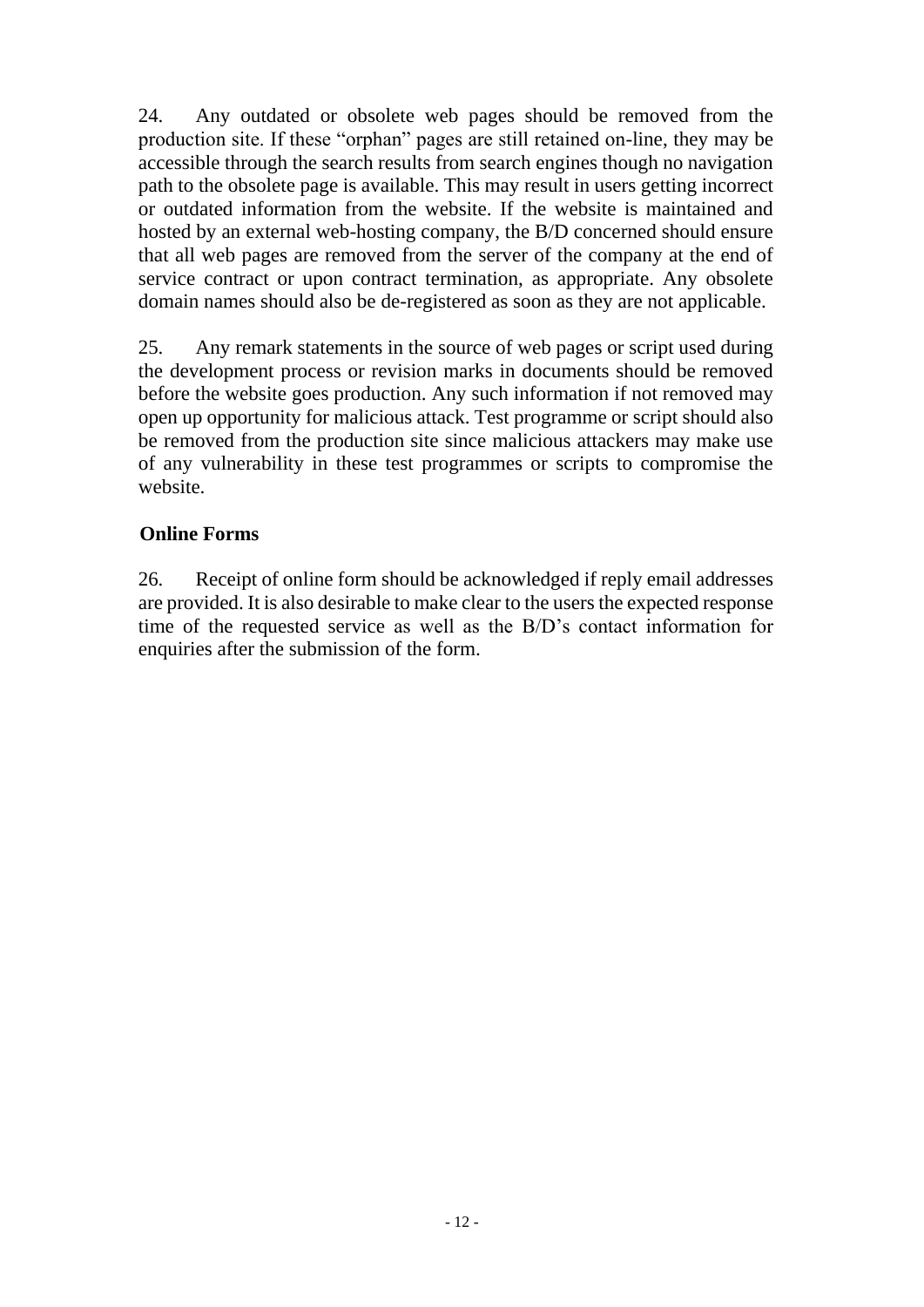24. Any outdated or obsolete web pages should be removed from the production site. If these "orphan" pages are still retained on-line, they may be accessible through the search results from search engines though no navigation path to the obsolete page is available. This may result in users getting incorrect or outdated information from the website. If the website is maintained and hosted by an external web-hosting company, the B/D concerned should ensure that all web pages are removed from the server of the company at the end of service contract or upon contract termination, as appropriate. Any obsolete domain names should also be de-registered as soon as they are not applicable.

25. Any remark statements in the source of web pages or script used during the development process or revision marks in documents should be removed before the website goes production. Any such information if not removed may open up opportunity for malicious attack. Test programme or script should also be removed from the production site since malicious attackers may make use of any vulnerability in these test programmes or scripts to compromise the website.

### Online Forms

26. Receipt of online form should be acknowledged if reply email addresses are provided. It is also desirable to make clear to the users the expected response time of the requested service as well as the B/D's contact information for enquiries after the submission of the form.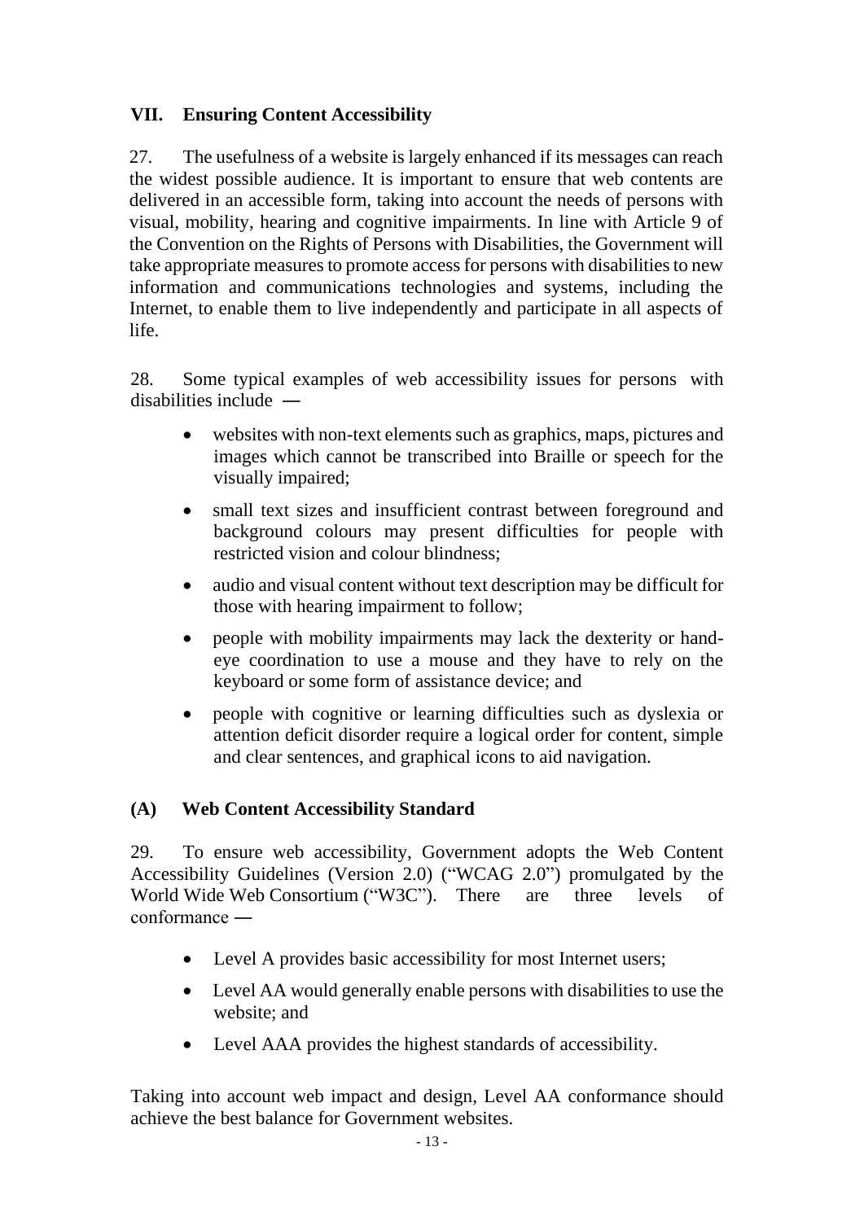## VII. Ensuring Content Accessibility

27. The usefulness of a website is largely enhanced if its messages can reach the widest possible audience. It is important to ensure that web contents are delivered in an accessible form, taking into account the needs of persons with visual, mobility, hearing and cognitive impairments. In line with Article 9 of the Convention on the Rights of Persons with Disabilities, the Government will take appropriate measures to promote access for persons with disabilities to new information and communications technologies and systems, including the Internet, to enable them to live independently and participate in all aspects of life.

28. Some typical examples of web accessibility issues for persons with disabilities include ―

- websites with non-text elements such as graphics, maps, pictures and images which cannot be transcribed into Braille or speech for the visually impaired;
- small text sizes and insufficient contrast between foreground and background colours may present difficulties for people with restricted vision and colour blindness;
- audio and visual content without text description may be difficult for those with hearing impairment to follow;
- people with mobility impairments may lack the dexterity or hand-eye coordination to use a mouse and they have to rely on the keyboard or some form of assistance device; and
- people with cognitive or learning difficulties such as dyslexia or attention deficit disorder require a logical order for content, simple and clear sentences, and graphical icons to aid navigation.

### (A) Web Content Accessibility Standard

29. To ensure web accessibility, Government adopts the Web Content Accessibility Guidelines (Version 2.0) ("WCAG 2.0") promulgated by the World Wide Web Consortium ("W3C"). There are three levels of conformance ―

- Level A provides basic accessibility for most Internet users;
- Level AA would generally enable persons with disabilities to use the website; and
- Level AAA provides the highest standards of accessibility.

Taking into account web impact and design, Level AA conformance should achieve the best balance for Government websites.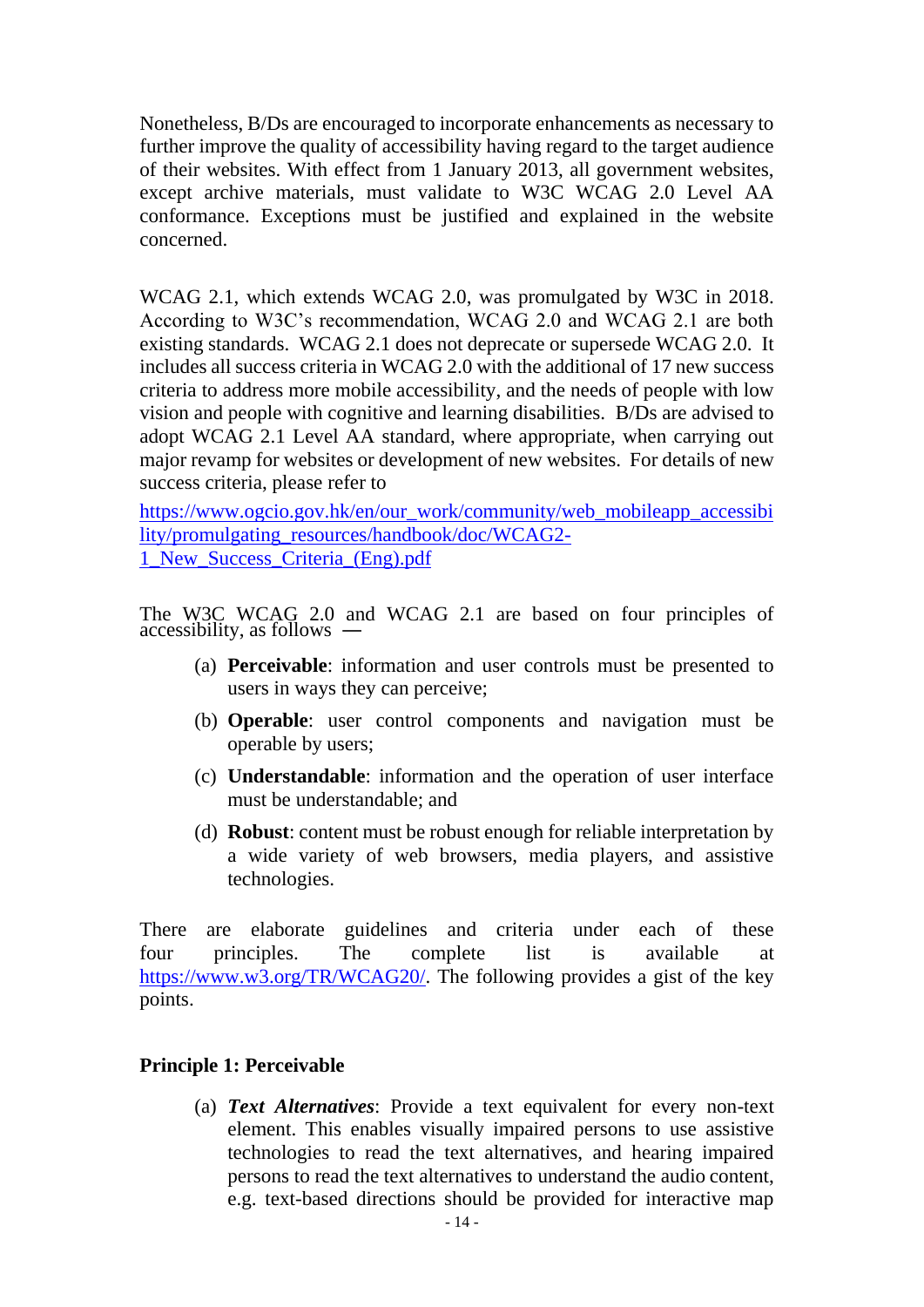Nonetheless, B/Ds are encouraged to incorporate enhancements as necessary to further improve the quality of accessibility having regard to the target audience of their websites. With effect from 1 January 2013, all government websites, except archive materials, must validate to W3C WCAG 2.0 Level AA conformance. Exceptions must be justified and explained in the website concerned.

WCAG 2.1, which extends WCAG 2.0, was promulgated by W3C in 2018. According to W3C's recommendation, WCAG 2.0 and WCAG 2.1 are both existing standards. WCAG 2.1 does not deprecate or supersede WCAG 2.0. It includes all success criteria in WCAG 2.0 with the additional of 17 new success criteria to address more mobile accessibility, and the needs of people with low vision and people with cognitive and learning disabilities. B/Ds are advised to adopt WCAG 2.1 Level AA standard, where appropriate, when carrying out major revamp for websites or development of new websites. For details of new success criteria, please refer to

https://www.ogcio.gov.hk/en/our_work/community/web_mobileapp_accessibility/promulgating_resources/handbook/doc/WCAG2-1_New_Success_Criteria_(Eng).pdf

The W3C WCAG 2.0 and WCAG 2.1 are based on four principles of accessibility, as follows —

(a) **Perceivable**: information and user controls must be presented to users in ways they can perceive;

(b) **Operable**: user control components and navigation must be operable by users;

(c) **Understandable**: information and the operation of user interface must be understandable; and

(d) **Robust**: content must be robust enough for reliable interpretation by a wide variety of web browsers, media players, and assistive technologies.

There are elaborate guidelines and criteria under each of these four principles. The complete list is available at https://www.w3.org/TR/WCAG20/. The following provides a gist of the key points.

**Principle 1: Perceivable**

(a) ***Text Alternatives***: Provide a text equivalent for every non-text element. This enables visually impaired persons to use assistive technologies to read the text alternatives, and hearing impaired persons to read the text alternatives to understand the audio content, e.g. text-based directions should be provided for interactive map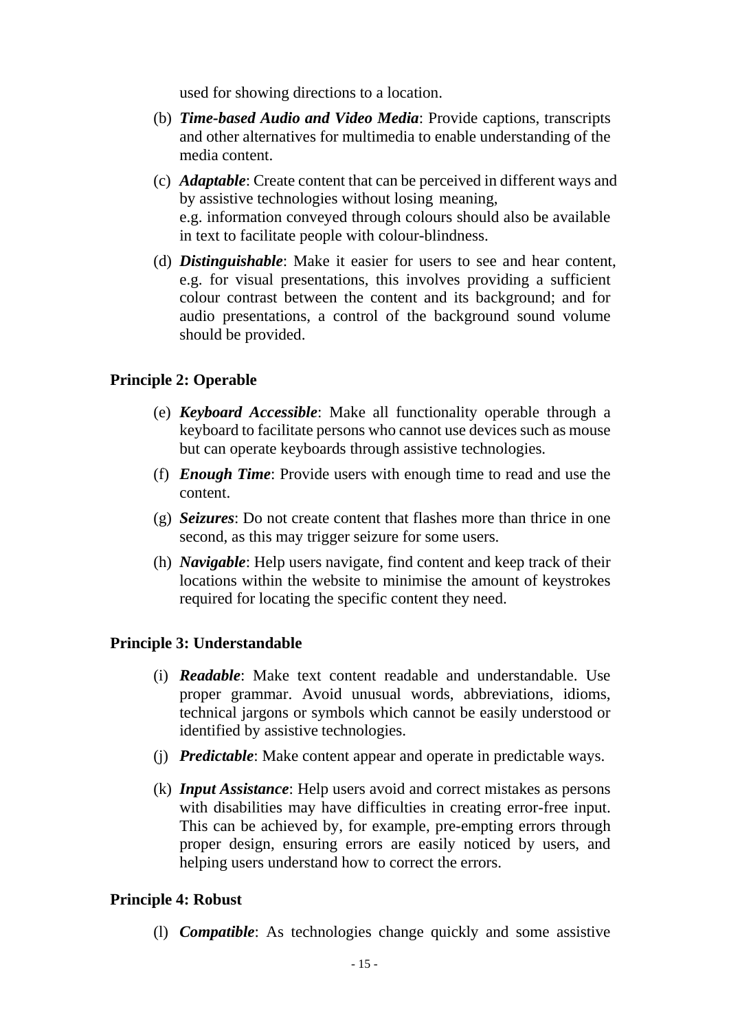used for showing directions to a location.

(b) ***Time-based Audio and Video Media***: Provide captions, transcripts and other alternatives for multimedia to enable understanding of the media content.

(c) ***Adaptable***: Create content that can be perceived in different ways and by assistive technologies without losing meaning, e.g. information conveyed through colours should also be available in text to facilitate people with colour-blindness.

(d) ***Distinguishable***: Make it easier for users to see and hear content, e.g. for visual presentations, this involves providing a sufficient colour contrast between the content and its background; and for audio presentations, a control of the background sound volume should be provided.

**Principle 2: Operable**

(e) ***Keyboard Accessible***: Make all functionality operable through a keyboard to facilitate persons who cannot use devices such as mouse but can operate keyboards through assistive technologies.

(f) ***Enough Time***: Provide users with enough time to read and use the content.

(g) ***Seizures***: Do not create content that flashes more than thrice in one second, as this may trigger seizure for some users.

(h) ***Navigable***: Help users navigate, find content and keep track of their locations within the website to minimise the amount of keystrokes required for locating the specific content they need.

**Principle 3: Understandable**

(i) ***Readable***: Make text content readable and understandable. Use proper grammar. Avoid unusual words, abbreviations, idioms, technical jargons or symbols which cannot be easily understood or identified by assistive technologies.

(j) ***Predictable***: Make content appear and operate in predictable ways.

(k) ***Input Assistance***: Help users avoid and correct mistakes as persons with disabilities may have difficulties in creating error-free input. This can be achieved by, for example, pre-empting errors through proper design, ensuring errors are easily noticed by users, and helping users understand how to correct the errors.

**Principle 4: Robust**

(l) ***Compatible***: As technologies change quickly and some assistive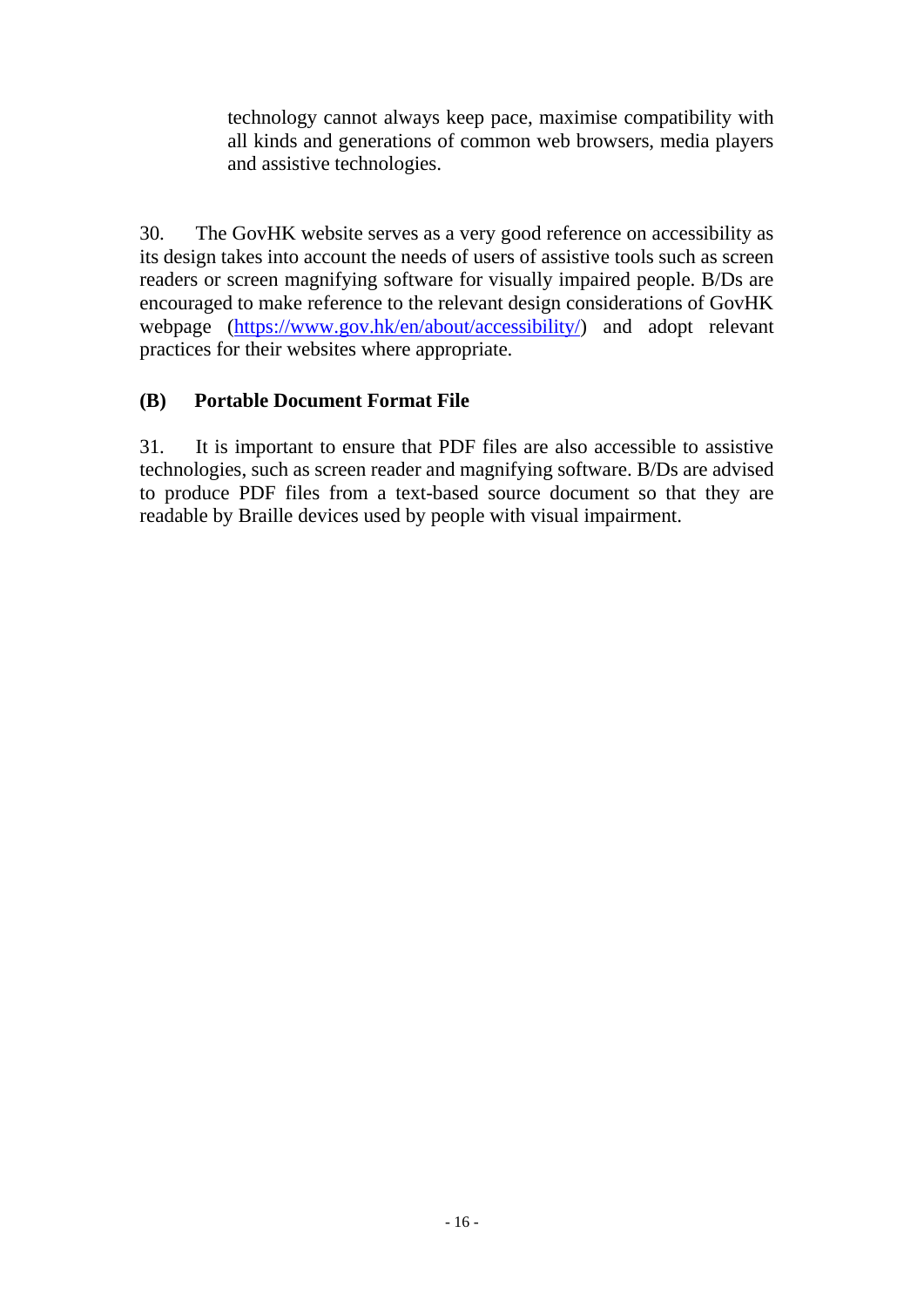technology cannot always keep pace, maximise compatibility with all kinds and generations of common web browsers, media players and assistive technologies.

30. The GovHK website serves as a very good reference on accessibility as its design takes into account the needs of users of assistive tools such as screen readers or screen magnifying software for visually impaired people. B/Ds are encouraged to make reference to the relevant design considerations of GovHK webpage (https://www.gov.hk/en/about/accessibility/) and adopt relevant practices for their websites where appropriate.

### (B) Portable Document Format File

31. It is important to ensure that PDF files are also accessible to assistive technologies, such as screen reader and magnifying software. B/Ds are advised to produce PDF files from a text-based source document so that they are readable by Braille devices used by people with visual impairment.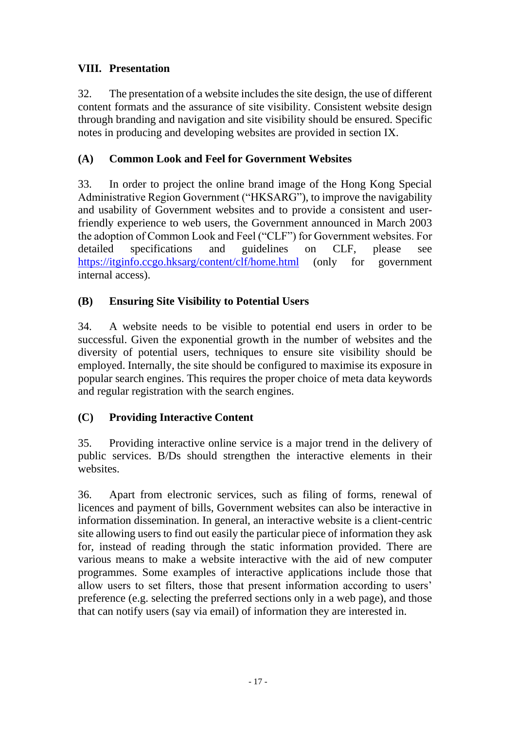## VIII. Presentation

32. The presentation of a website includes the site design, the use of different content formats and the assurance of site visibility. Consistent website design through branding and navigation and site visibility should be ensured. Specific notes in producing and developing websites are provided in section IX.

### (A) Common Look and Feel for Government Websites

33. In order to project the online brand image of the Hong Kong Special Administrative Region Government ("HKSARG"), to improve the navigability and usability of Government websites and to provide a consistent and user-friendly experience to web users, the Government announced in March 2003 the adoption of Common Look and Feel ("CLF") for Government websites. For detailed specifications and guidelines on CLF, please see https://itginfo.ccgo.hksarg/content/clf/home.html (only for government internal access).

### (B) Ensuring Site Visibility to Potential Users

34. A website needs to be visible to potential end users in order to be successful. Given the exponential growth in the number of websites and the diversity of potential users, techniques to ensure site visibility should be employed. Internally, the site should be configured to maximise its exposure in popular search engines. This requires the proper choice of meta data keywords and regular registration with the search engines.

### (C) Providing Interactive Content

35. Providing interactive online service is a major trend in the delivery of public services. B/Ds should strengthen the interactive elements in their websites.

36. Apart from electronic services, such as filing of forms, renewal of licences and payment of bills, Government websites can also be interactive in information dissemination. In general, an interactive website is a client-centric site allowing users to find out easily the particular piece of information they ask for, instead of reading through the static information provided. There are various means to make a website interactive with the aid of new computer programmes. Some examples of interactive applications include those that allow users to set filters, those that present information according to users' preference (e.g. selecting the preferred sections only in a web page), and those that can notify users (say via email) of information they are interested in.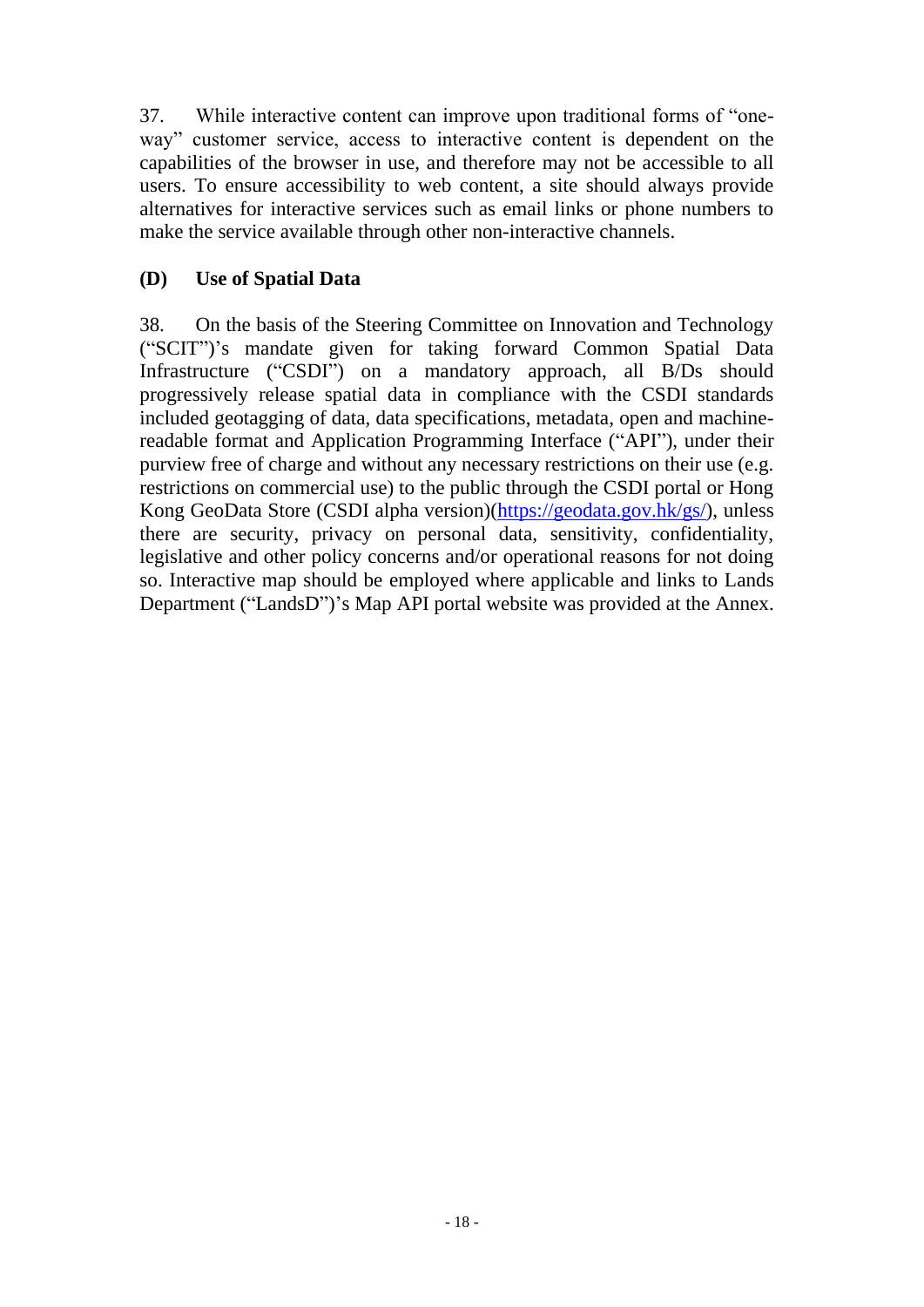37. While interactive content can improve upon traditional forms of "one-way" customer service, access to interactive content is dependent on the capabilities of the browser in use, and therefore may not be accessible to all users. To ensure accessibility to web content, a site should always provide alternatives for interactive services such as email links or phone numbers to make the service available through other non-interactive channels.

### (D) Use of Spatial Data

38. On the basis of the Steering Committee on Innovation and Technology ("SCIT")'s mandate given for taking forward Common Spatial Data Infrastructure ("CSDI") on a mandatory approach, all B/Ds should progressively release spatial data in compliance with the CSDI standards included geotagging of data, data specifications, metadata, open and machine-readable format and Application Programming Interface ("API"), under their purview free of charge and without any necessary restrictions on their use (e.g. restrictions on commercial use) to the public through the CSDI portal or Hong Kong GeoData Store (CSDI alpha version)([https://geodata.gov.hk/gs/](https://geodata.gov.hk/gs/)), unless there are security, privacy on personal data, sensitivity, confidentiality, legislative and other policy concerns and/or operational reasons for not doing so. Interactive map should be employed where applicable and links to Lands Department ("LandsD")'s Map API portal website was provided at the Annex.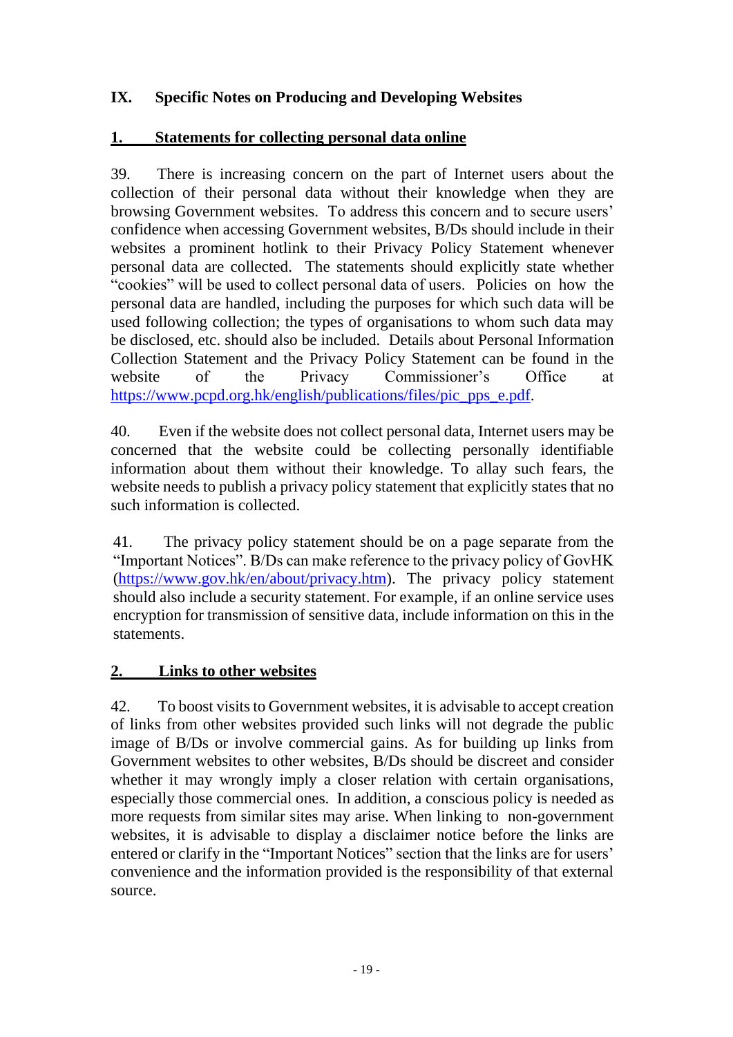## IX. Specific Notes on Producing and Developing Websites

### 1. Statements for collecting personal data online

39. There is increasing concern on the part of Internet users about the collection of their personal data without their knowledge when they are browsing Government websites. To address this concern and to secure users' confidence when accessing Government websites, B/Ds should include in their websites a prominent hotlink to their Privacy Policy Statement whenever personal data are collected. The statements should explicitly state whether "cookies" will be used to collect personal data of users. Policies on how the personal data are handled, including the purposes for which such data will be used following collection; the types of organisations to whom such data may be disclosed, etc. should also be included. Details about Personal Information Collection Statement and the Privacy Policy Statement can be found in the website of the Privacy Commissioner's Office at https://www.pcpd.org.hk/english/publications/files/pic_pps_e.pdf.

40. Even if the website does not collect personal data, Internet users may be concerned that the website could be collecting personally identifiable information about them without their knowledge. To allay such fears, the website needs to publish a privacy policy statement that explicitly states that no such information is collected.

41. The privacy policy statement should be on a page separate from the "Important Notices". B/Ds can make reference to the privacy policy of GovHK (https://www.gov.hk/en/about/privacy.htm). The privacy policy statement should also include a security statement. For example, if an online service uses encryption for transmission of sensitive data, include information on this in the statements.

### 2. Links to other websites

42. To boost visits to Government websites, it is advisable to accept creation of links from other websites provided such links will not degrade the public image of B/Ds or involve commercial gains. As for building up links from Government websites to other websites, B/Ds should be discreet and consider whether it may wrongly imply a closer relation with certain organisations, especially those commercial ones. In addition, a conscious policy is needed as more requests from similar sites may arise. When linking to non-government websites, it is advisable to display a disclaimer notice before the links are entered or clarify in the "Important Notices" section that the links are for users' convenience and the information provided is the responsibility of that external source.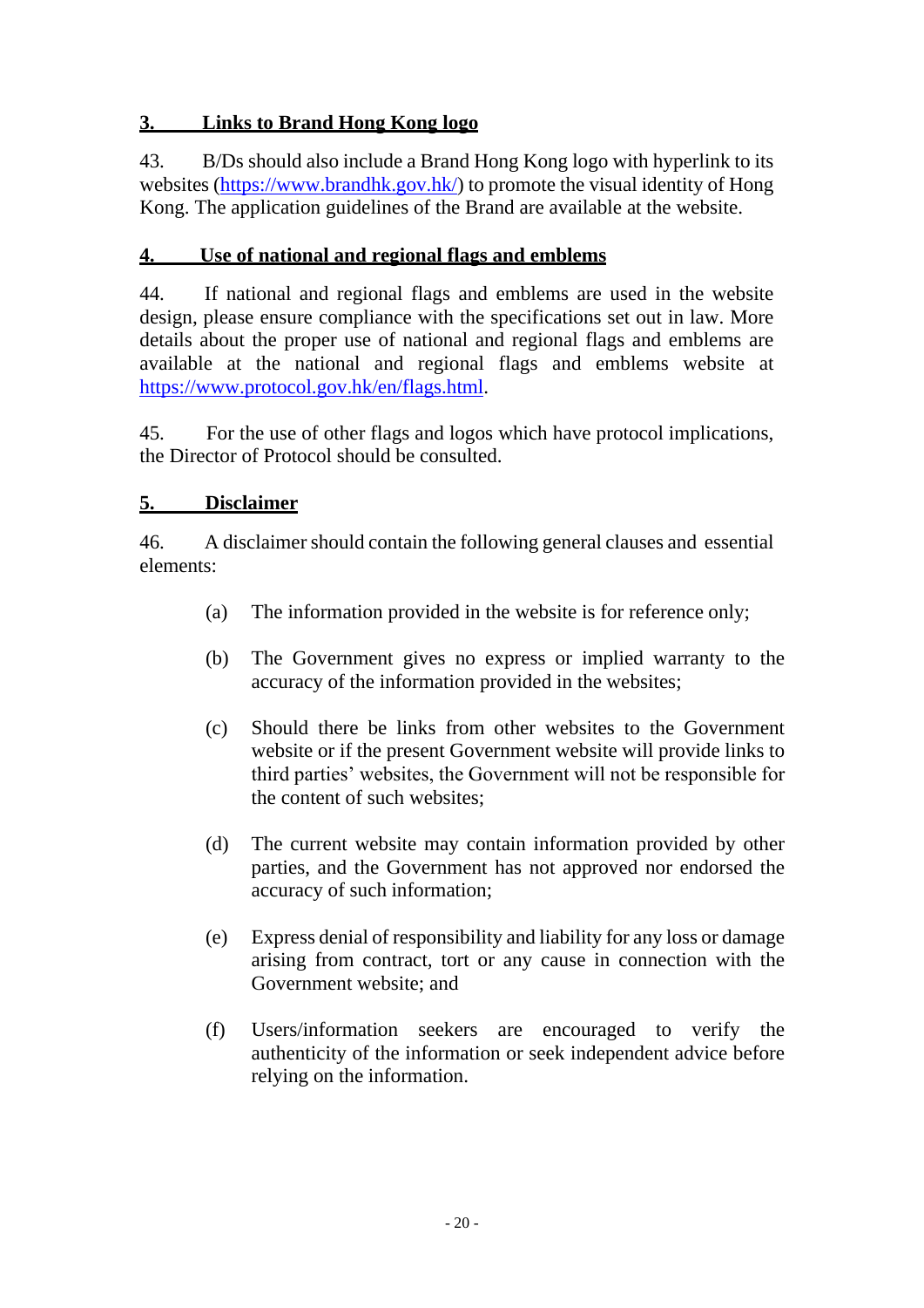### 3. Links to Brand Hong Kong logo

43. B/Ds should also include a Brand Hong Kong logo with hyperlink to its websites (https://www.brandhk.gov.hk/) to promote the visual identity of Hong Kong. The application guidelines of the Brand are available at the website.

### 4. Use of national and regional flags and emblems

44. If national and regional flags and emblems are used in the website design, please ensure compliance with the specifications set out in law. More details about the proper use of national and regional flags and emblems are available at the national and regional flags and emblems website at https://www.protocol.gov.hk/en/flags.html.

45. For the use of other flags and logos which have protocol implications, the Director of Protocol should be consulted.

### 5. Disclaimer

46. A disclaimer should contain the following general clauses and essential elements:

(a) The information provided in the website is for reference only;

(b) The Government gives no express or implied warranty to the accuracy of the information provided in the websites;

(c) Should there be links from other websites to the Government website or if the present Government website will provide links to third parties' websites, the Government will not be responsible for the content of such websites;

(d) The current website may contain information provided by other parties, and the Government has not approved nor endorsed the accuracy of such information;

(e) Express denial of responsibility and liability for any loss or damage arising from contract, tort or any cause in connection with the Government website; and

(f) Users/information seekers are encouraged to verify the authenticity of the information or seek independent advice before relying on the information.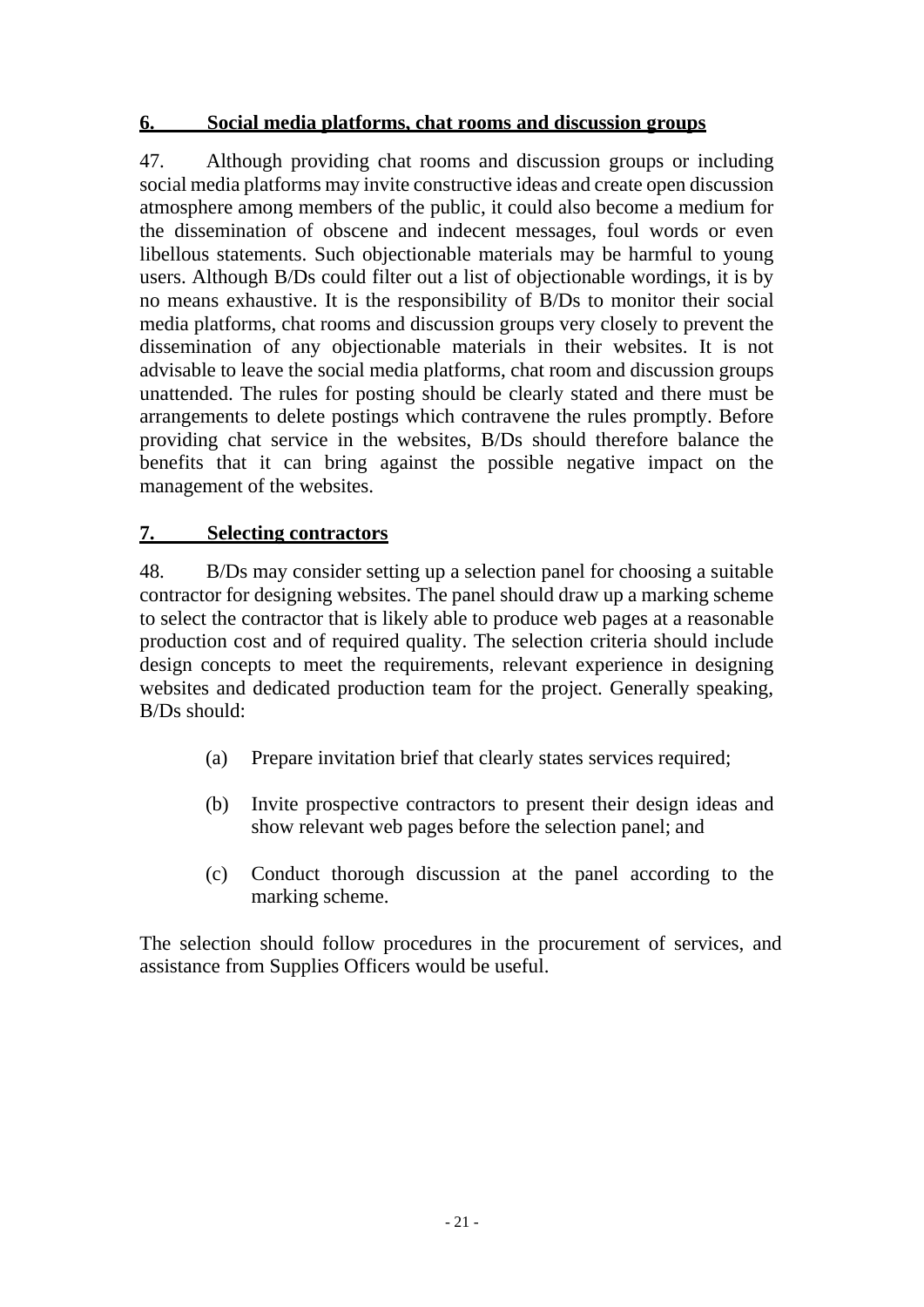## 6. Social media platforms, chat rooms and discussion groups

47. Although providing chat rooms and discussion groups or including social media platforms may invite constructive ideas and create open discussion atmosphere among members of the public, it could also become a medium for the dissemination of obscene and indecent messages, foul words or even libellous statements. Such objectionable materials may be harmful to young users. Although B/Ds could filter out a list of objectionable wordings, it is by no means exhaustive. It is the responsibility of B/Ds to monitor their social media platforms, chat rooms and discussion groups very closely to prevent the dissemination of any objectionable materials in their websites. It is not advisable to leave the social media platforms, chat room and discussion groups unattended. The rules for posting should be clearly stated and there must be arrangements to delete postings which contravene the rules promptly. Before providing chat service in the websites, B/Ds should therefore balance the benefits that it can bring against the possible negative impact on the management of the websites.

## 7. Selecting contractors

48. B/Ds may consider setting up a selection panel for choosing a suitable contractor for designing websites. The panel should draw up a marking scheme to select the contractor that is likely able to produce web pages at a reasonable production cost and of required quality. The selection criteria should include design concepts to meet the requirements, relevant experience in designing websites and dedicated production team for the project. Generally speaking, B/Ds should:

(a) Prepare invitation brief that clearly states services required;

(b) Invite prospective contractors to present their design ideas and show relevant web pages before the selection panel; and

(c) Conduct thorough discussion at the panel according to the marking scheme.

The selection should follow procedures in the procurement of services, and assistance from Supplies Officers would be useful.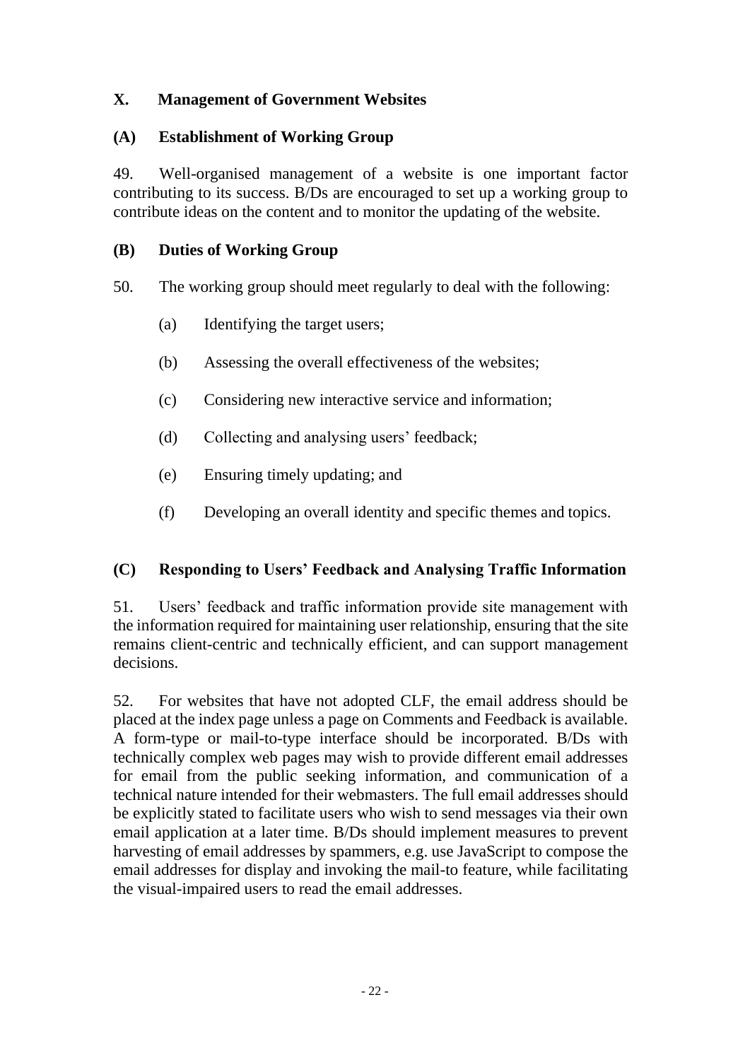## X. Management of Government Websites

### (A) Establishment of Working Group

49. Well-organised management of a website is one important factor contributing to its success. B/Ds are encouraged to set up a working group to contribute ideas on the content and to monitor the updating of the website.

### (B) Duties of Working Group

50. The working group should meet regularly to deal with the following:

(a) Identifying the target users;

(b) Assessing the overall effectiveness of the websites;

(c) Considering new interactive service and information;

(d) Collecting and analysing users' feedback;

(e) Ensuring timely updating; and

(f) Developing an overall identity and specific themes and topics.

### (C) Responding to Users' Feedback and Analysing Traffic Information

51. Users' feedback and traffic information provide site management with the information required for maintaining user relationship, ensuring that the site remains client-centric and technically efficient, and can support management decisions.

52. For websites that have not adopted CLF, the email address should be placed at the index page unless a page on Comments and Feedback is available. A form-type or mail-to-type interface should be incorporated. B/Ds with technically complex web pages may wish to provide different email addresses for email from the public seeking information, and communication of a technical nature intended for their webmasters. The full email addresses should be explicitly stated to facilitate users who wish to send messages via their own email application at a later time. B/Ds should implement measures to prevent harvesting of email addresses by spammers, e.g. use JavaScript to compose the email addresses for display and invoking the mail-to feature, while facilitating the visual-impaired users to read the email addresses.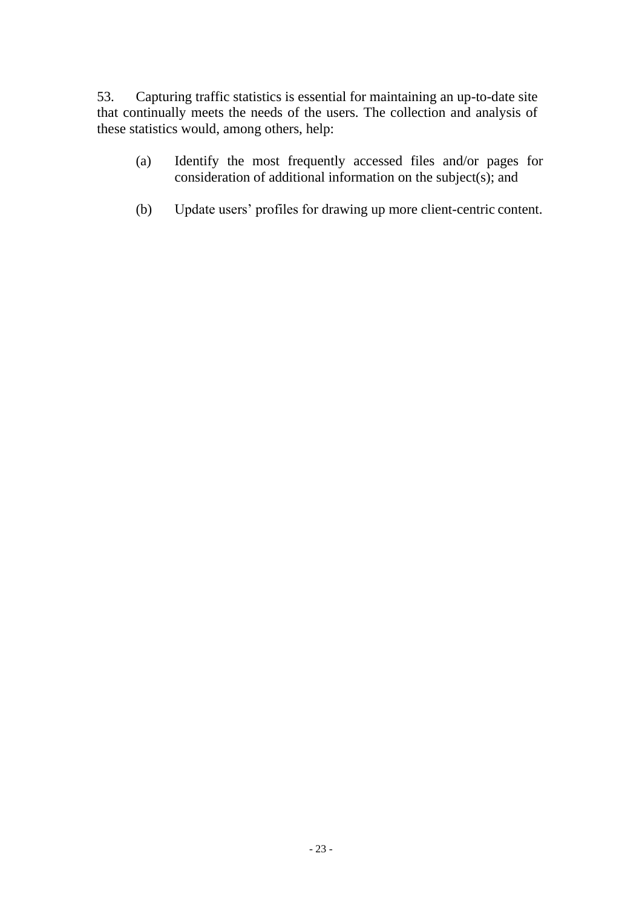53. Capturing traffic statistics is essential for maintaining an up-to-date site that continually meets the needs of the users. The collection and analysis of these statistics would, among others, help:

(a) Identify the most frequently accessed files and/or pages for consideration of additional information on the subject(s); and

(b) Update users' profiles for drawing up more client-centric content.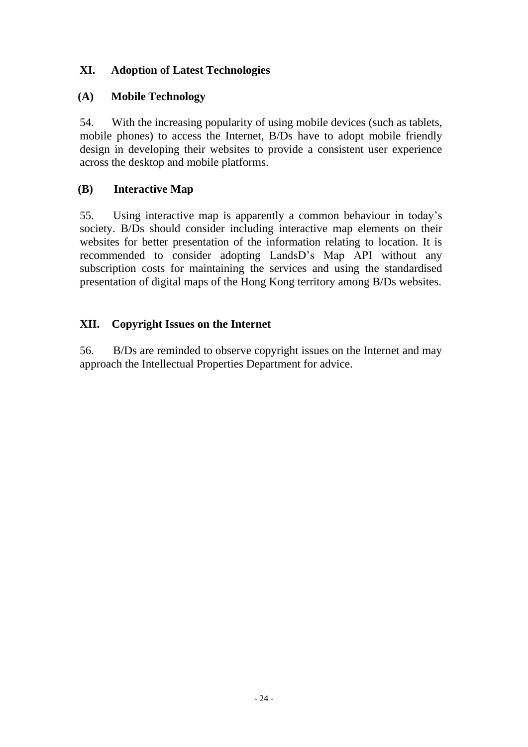## XI. Adoption of Latest Technologies

### (A) Mobile Technology

54. With the increasing popularity of using mobile devices (such as tablets, mobile phones) to access the Internet, B/Ds have to adopt mobile friendly design in developing their websites to provide a consistent user experience across the desktop and mobile platforms.

### (B) Interactive Map

55. Using interactive map is apparently a common behaviour in today's society. B/Ds should consider including interactive map elements on their websites for better presentation of the information relating to location. It is recommended to consider adopting LandsD's Map API without any subscription costs for maintaining the services and using the standardised presentation of digital maps of the Hong Kong territory among B/Ds websites.

## XII. Copyright Issues on the Internet

56. B/Ds are reminded to observe copyright issues on the Internet and may approach the Intellectual Properties Department for advice.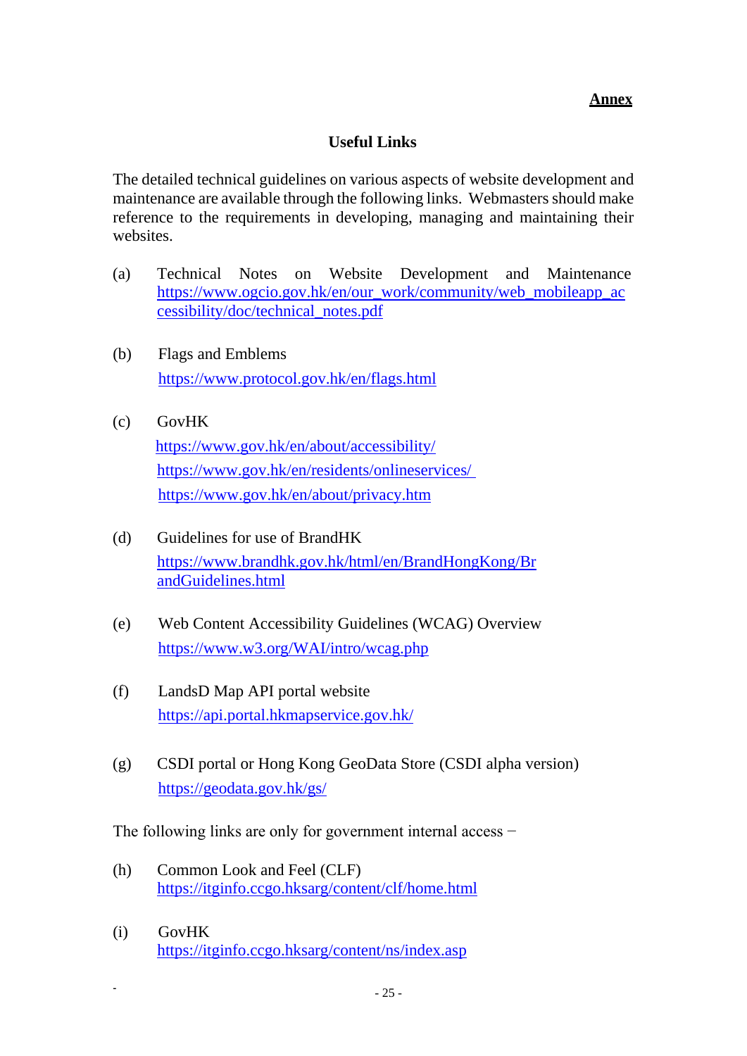**Annex**

## Useful Links

The detailed technical guidelines on various aspects of website development and maintenance are available through the following links. Webmasters should make reference to the requirements in developing, managing and maintaining their websites.

(a) Technical Notes on Website Development and Maintenance
https://www.ogcio.gov.hk/en/our_work/community/web_mobileapp_accessibility/doc/technical_notes.pdf

(b) Flags and Emblems
https://www.protocol.gov.hk/en/flags.html

(c) GovHK
https://www.gov.hk/en/about/accessibility/
https://www.gov.hk/en/residents/onlineservices/
https://www.gov.hk/en/about/privacy.htm

(d) Guidelines for use of BrandHK
https://www.brandhk.gov.hk/html/en/BrandHongKong/BrandGuidelines.html

(e) Web Content Accessibility Guidelines (WCAG) Overview
https://www.w3.org/WAI/intro/wcag.php

(f) LandsD Map API portal website
https://api.portal.hkmapservice.gov.hk/

(g) CSDI portal or Hong Kong GeoData Store (CSDI alpha version)
https://geodata.gov.hk/gs/

The following links are only for government internal access −

(h) Common Look and Feel (CLF)
https://itginfo.ccgo.hksarg/content/clf/home.html

(i) GovHK
https://itginfo.ccgo.hksarg/content/ns/index.asp